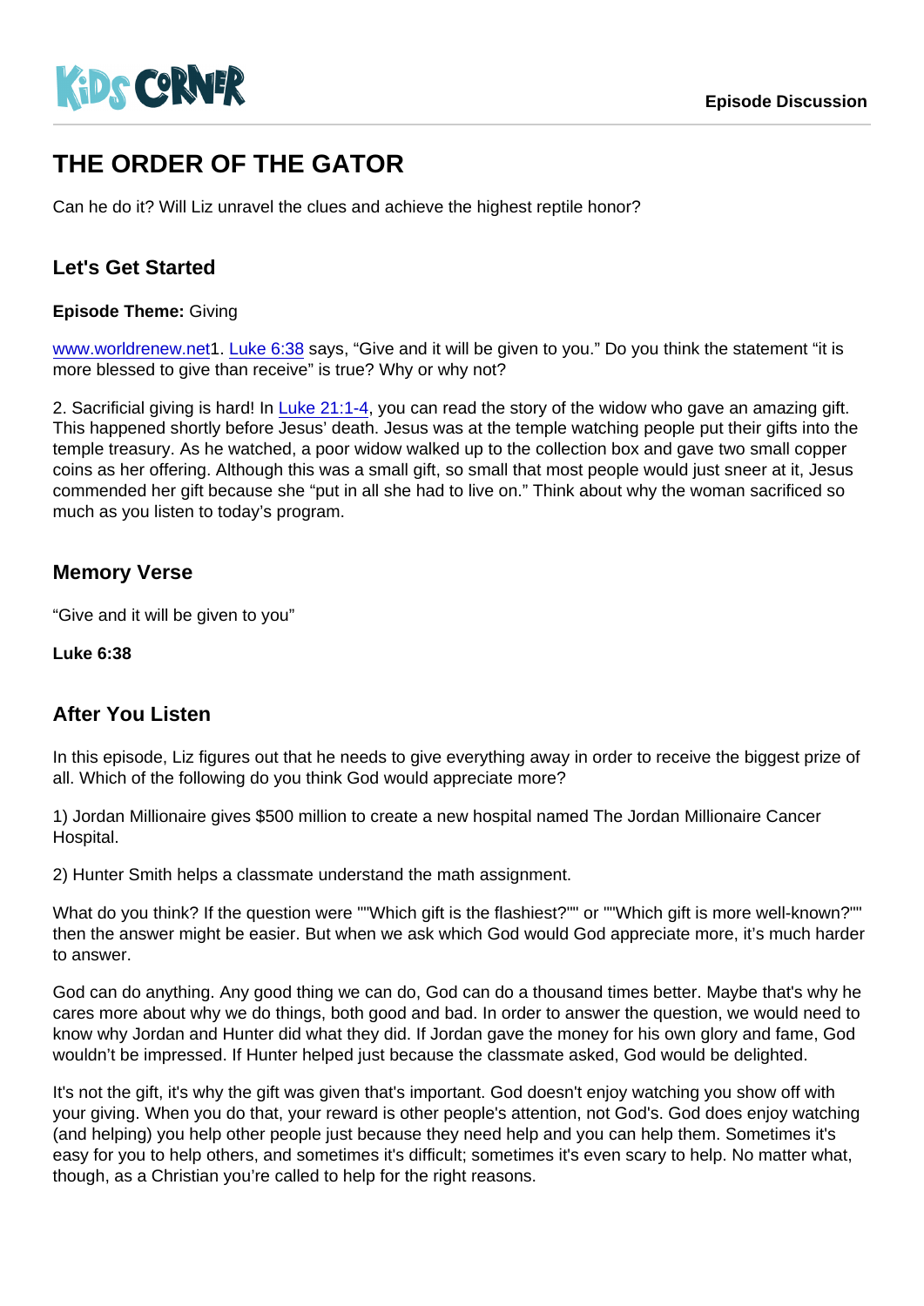Kids Corner

Episode Discussion

# THE ORDER OF THE GATOR

Can he do it? Will Liz unravel the clues and achieve the highest reptile honor?

## Let's Get Started

**Episode Theme:** Giving

www.worldrenew.net1. Luke 6:38 says, “Give and it will be given to you.” Do you think the statement “it is more blessed to give than receive” is true? Why or why not?

2. Sacrificial giving is hard! In Luke 21:1-4, you can read the story of the widow who gave an amazing gift. This happened shortly before Jesus' death. Jesus was at the temple watching people put their gifts into the temple treasury. As he watched, a poor widow walked up to the collection box and gave two small copper coins as her offering. Although this was a small gift, so small that most people would just sneer at it, Jesus commended her gift because she “put in all she had to live on.” Think about why the woman sacrificed so much as you listen to today's program.

## Memory Verse

“Give and it will be given to you”

**Luke 6:38**

## After You Listen

In this episode, Liz figures out that he needs to give everything away in order to receive the biggest prize of all. Which of the following do you think God would appreciate more?

1) Jordan Millionaire gives $500 million to create a new hospital named The Jordan Millionaire Cancer Hospital.

2) Hunter Smith helps a classmate understand the math assignment.

What do you think? If the question were ""Which gift is the flashiest?"" or ""Which gift is more well-known?"" then the answer might be easier. But when we ask which God would God appreciate more, it's much harder to answer.

God can do anything. Any good thing we can do, God can do a thousand times better. Maybe that's why he cares more about why we do things, both good and bad. In order to answer the question, we would need to know why Jordan and Hunter did what they did. If Jordan gave the money for his own glory and fame, God wouldn't be impressed. If Hunter helped just because the classmate asked, God would be delighted.

It's not the gift, it's why the gift was given that's important. God doesn't enjoy watching you show off with your giving. When you do that, your reward is other people's attention, not God's. God does enjoy watching (and helping) you help other people just because they need help and you can help them. Sometimes it's easy for you to help others, and sometimes it's difficult; sometimes it's even scary to help. No matter what, though, as a Christian you're called to help for the right reasons.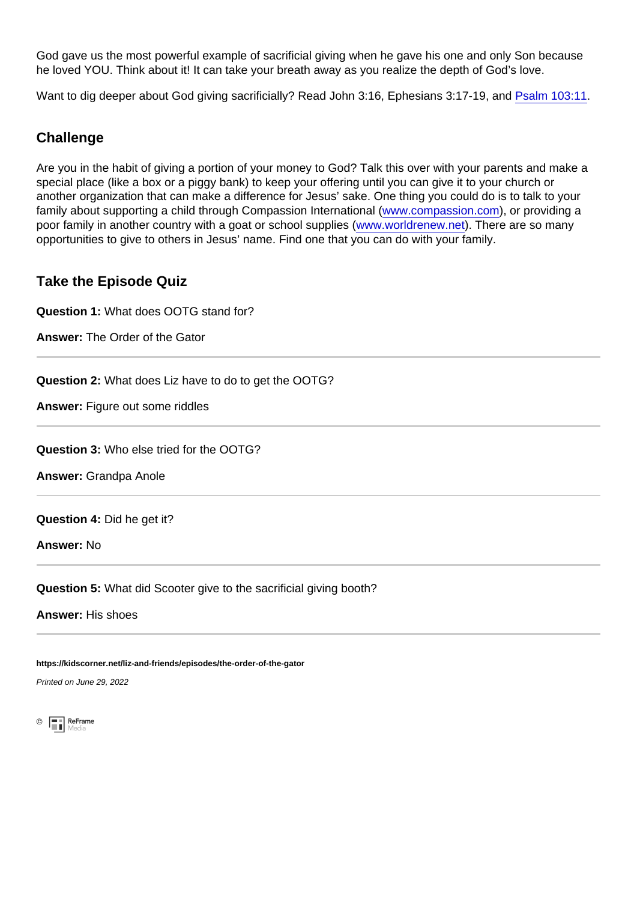God gave us the most powerful example of sacrificial giving when he gave his one and only Son because he loved YOU. Think about it! It can take your breath away as you realize the depth of God's love.

Want to dig deeper about God giving sacrificially? Read John 3:16, Ephesians 3:17-19, and Psalm 103:11.

## Challenge

Are you in the habit of giving a portion of your money to God? Talk this over with your parents and make a special place (like a box or a piggy bank) to keep your offering until you can give it to your church or another organization that can make a difference for Jesus' sake. One thing you could do is to talk to your family about supporting a child through Compassion International (www.compassion.com), or providing a poor family in another country with a goat or school supplies (www.worldrenew.net). There are so many opportunities to give to others in Jesus' name. Find one that you can do with your family.

## Take the Episode Quiz

**Question 1:** What does OOTG stand for?

**Answer:** The Order of the Gator

---

**Question 2:** What does Liz have to do to get the OOTG?

**Answer:** Figure out some riddles

---

**Question 3:** Who else tried for the OOTG?

**Answer:** Grandpa Anole

---

**Question 4:** Did he get it?

**Answer:** No

---

**Question 5:** What did Scooter give to the sacrificial giving booth?

**Answer:** His shoes

---

https://kidscorner.net/liz-and-friends/episodes/the-order-of-the-gator

*Printed on June 29, 2022*

© ReFrame Media